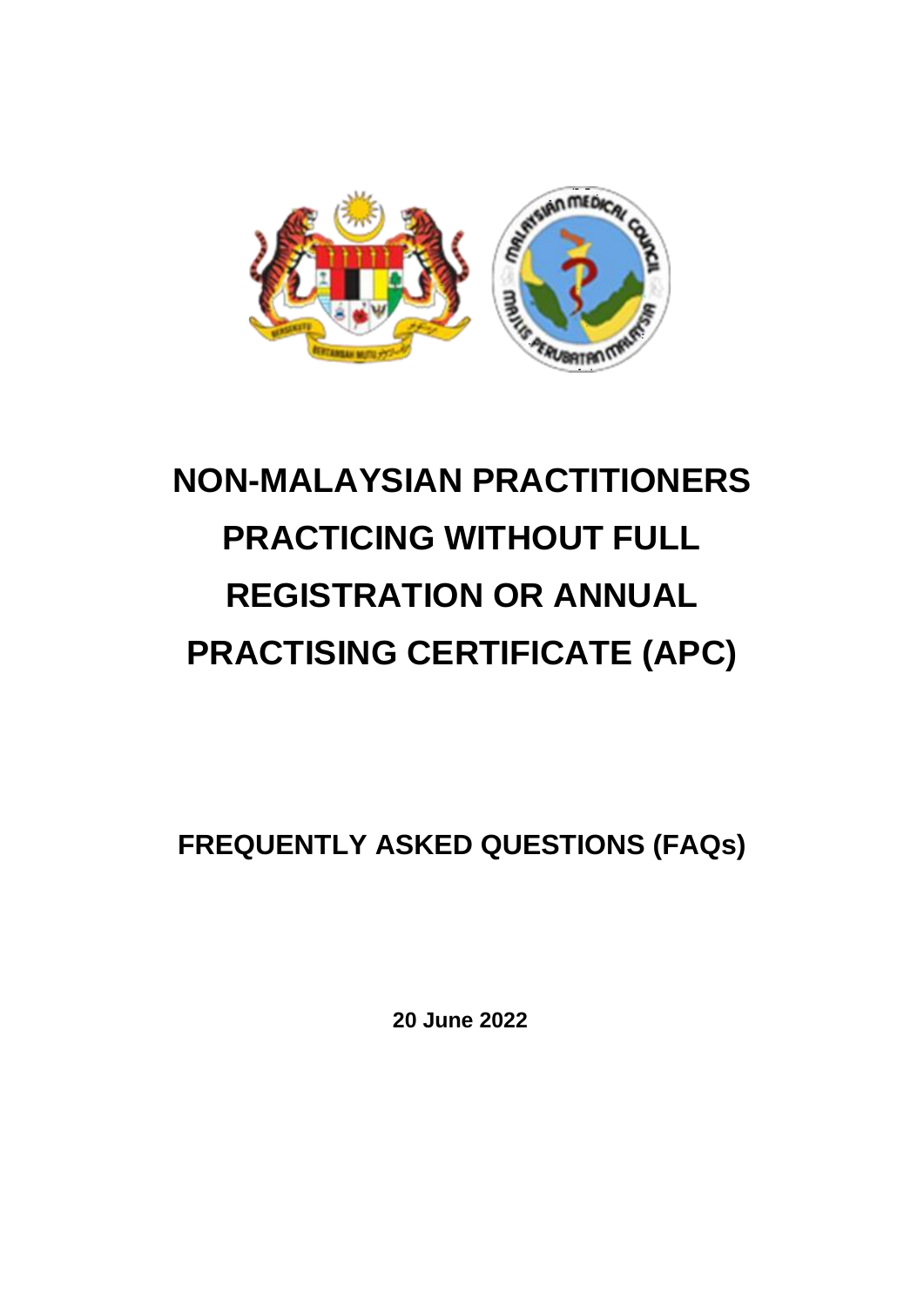# NON-MALAYSIAN PRACTITIONERS PRACTICING WITHOUT FULL REGISTRATION OR ANNUAL PRACTISING CERTIFICATE (APC)

## FREQUENTLY ASKED QUESTIONS (FAQs)

**20 June 2022**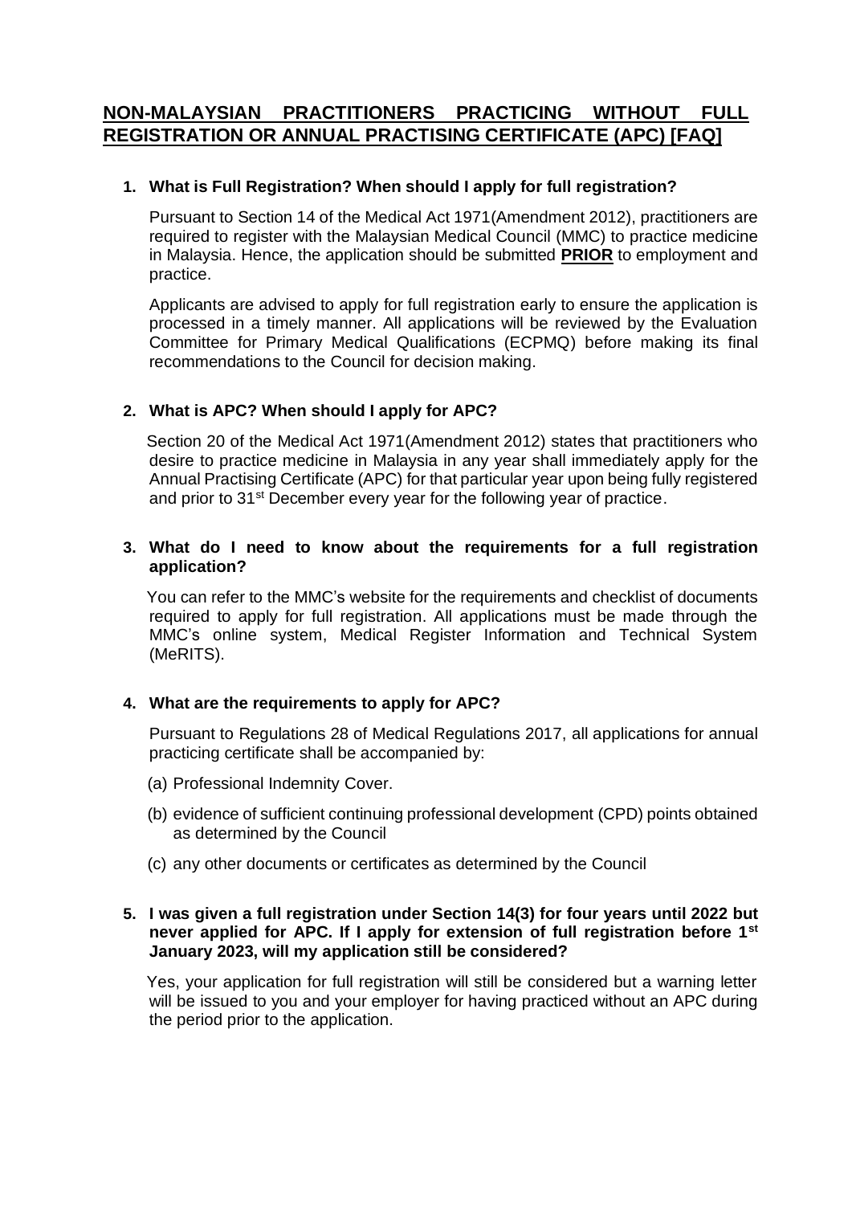# NON-MALAYSIAN PRACTITIONERS PRACTICING WITHOUT FULL REGISTRATION OR ANNUAL PRACTISING CERTIFICATE (APC) [FAQ]

**1. What is Full Registration? When should I apply for full registration?**

Pursuant to Section 14 of the Medical Act 1971(Amendment 2012), practitioners are required to register with the Malaysian Medical Council (MMC) to practice medicine in Malaysia. Hence, the application should be submitted **PRIOR** to employment and practice.

Applicants are advised to apply for full registration early to ensure the application is processed in a timely manner. All applications will be reviewed by the Evaluation Committee for Primary Medical Qualifications (ECPMQ) before making its final recommendations to the Council for decision making.

**2. What is APC? When should I apply for APC?**

Section 20 of the Medical Act 1971(Amendment 2012) states that practitioners who desire to practice medicine in Malaysia in any year shall immediately apply for the Annual Practising Certificate (APC) for that particular year upon being fully registered and prior to 31st December every year for the following year of practice.

**3. What do I need to know about the requirements for a full registration application?**

You can refer to the MMC's website for the requirements and checklist of documents required to apply for full registration. All applications must be made through the MMC's online system, Medical Register Information and Technical System (MeRITS).

**4. What are the requirements to apply for APC?**

Pursuant to Regulations 28 of Medical Regulations 2017, all applications for annual practicing certificate shall be accompanied by:

(a) Professional Indemnity Cover.

(b) evidence of sufficient continuing professional development (CPD) points obtained as determined by the Council

(c) any other documents or certificates as determined by the Council

**5. I was given a full registration under Section 14(3) for four years until 2022 but never applied for APC. If I apply for extension of full registration before 1st January 2023, will my application still be considered?**

Yes, your application for full registration will still be considered but a warning letter will be issued to you and your employer for having practiced without an APC during the period prior to the application.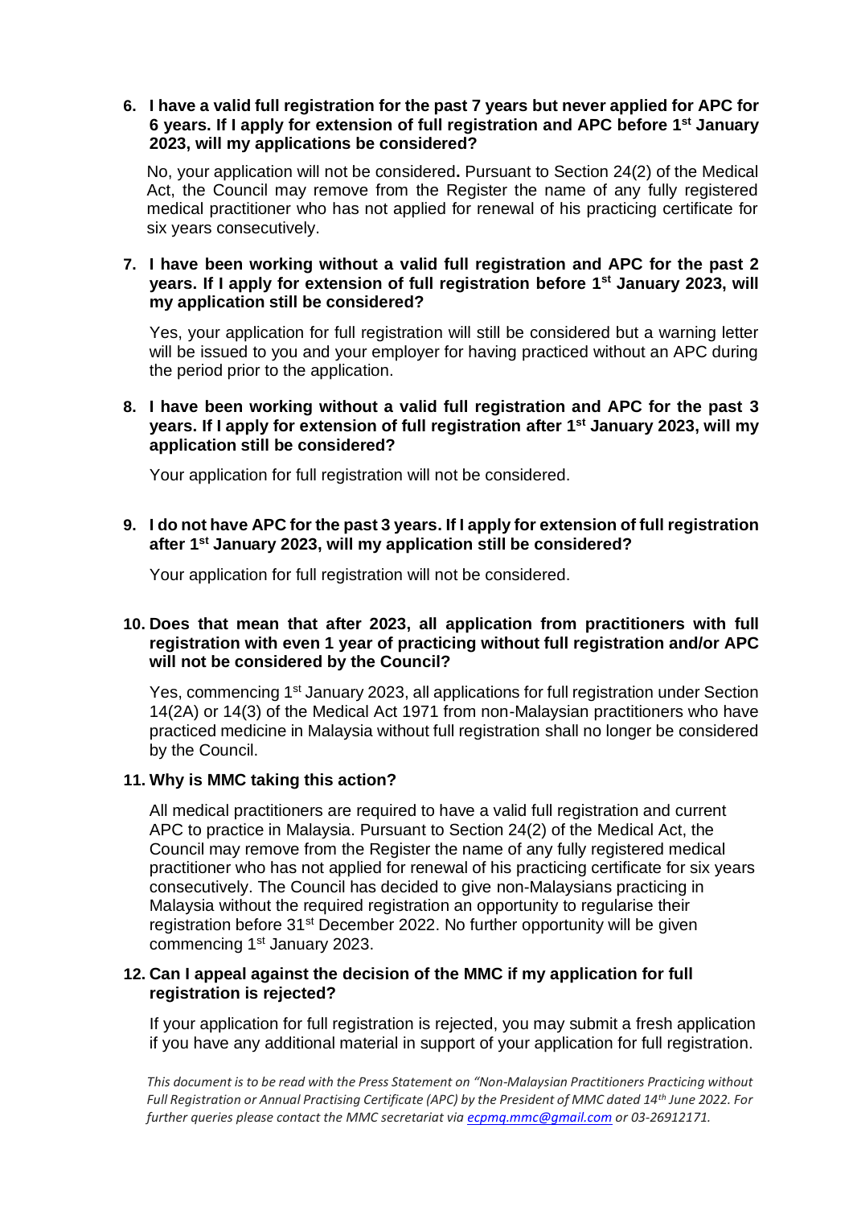**6. I have a valid full registration for the past 7 years but never applied for APC for 6 years. If I apply for extension of full registration and APC before 1st January 2023, will my applications be considered?**

No, your application will not be considered**.** Pursuant to Section 24(2) of the Medical Act, the Council may remove from the Register the name of any fully registered medical practitioner who has not applied for renewal of his practicing certificate for six years consecutively.

**7. I have been working without a valid full registration and APC for the past 2 years. If I apply for extension of full registration before 1st January 2023, will my application still be considered?**

Yes, your application for full registration will still be considered but a warning letter will be issued to you and your employer for having practiced without an APC during the period prior to the application.

**8. I have been working without a valid full registration and APC for the past 3 years. If I apply for extension of full registration after 1st January 2023, will my application still be considered?**

Your application for full registration will not be considered.

**9. I do not have APC for the past 3 years. If I apply for extension of full registration after 1st January 2023, will my application still be considered?**

Your application for full registration will not be considered.

**10. Does that mean that after 2023, all application from practitioners with full registration with even 1 year of practicing without full registration and/or APC will not be considered by the Council?**

Yes, commencing 1st January 2023, all applications for full registration under Section 14(2A) or 14(3) of the Medical Act 1971 from non-Malaysian practitioners who have practiced medicine in Malaysia without full registration shall no longer be considered by the Council.

**11. Why is MMC taking this action?**

All medical practitioners are required to have a valid full registration and current APC to practice in Malaysia. Pursuant to Section 24(2) of the Medical Act, the Council may remove from the Register the name of any fully registered medical practitioner who has not applied for renewal of his practicing certificate for six years consecutively. The Council has decided to give non-Malaysians practicing in Malaysia without the required registration an opportunity to regularise their registration before 31st December 2022. No further opportunity will be given commencing 1st January 2023.

**12. Can I appeal against the decision of the MMC if my application for full registration is rejected?**

If your application for full registration is rejected, you may submit a fresh application if you have any additional material in support of your application for full registration.

*This document is to be read with the Press Statement on "Non-Malaysian Practitioners Practicing without Full Registration or Annual Practising Certificate (APC) by the President of MMC dated 14th June 2022. For further queries please contact the MMC secretariat via ecpmq.mmc@gmail.com or 03-26912171.*